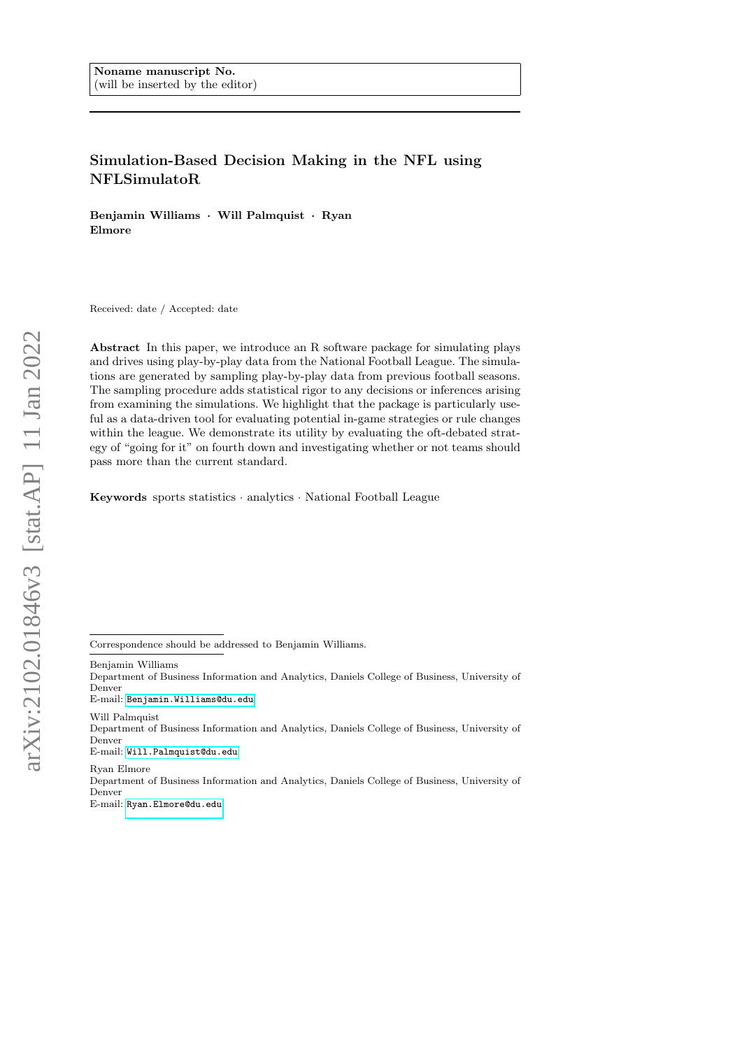**Noname manuscript No.**
(will be inserted by the editor)

# Simulation-Based Decision Making in the NFL using NFLSimulatoR

**Benjamin Williams · Will Palmquist · Ryan Elmore**

Received: date / Accepted: date

**Abstract** In this paper, we introduce an R software package for simulating plays and drives using play-by-play data from the National Football League. The simulations are generated by sampling play-by-play data from previous football seasons. The sampling procedure adds statistical rigor to any decisions or inferences arising from examining the simulations. We highlight that the package is particularly useful as a data-driven tool for evaluating potential in-game strategies or rule changes within the league. We demonstrate its utility by evaluating the oft-debated strategy of "going for it" on fourth down and investigating whether or not teams should pass more than the current standard.

**Keywords** sports statistics · analytics · National Football League

---

Correspondence should be addressed to Benjamin Williams.

---

Benjamin Williams
Department of Business Information and Analytics, Daniels College of Business, University of Denver
E-mail: Benjamin.Williams@du.edu

Will Palmquist
Department of Business Information and Analytics, Daniels College of Business, University of Denver
E-mail: Will.Palmquist@du.edu

Ryan Elmore
Department of Business Information and Analytics, Daniels College of Business, University of Denver
E-mail: Ryan.Elmore@du.edu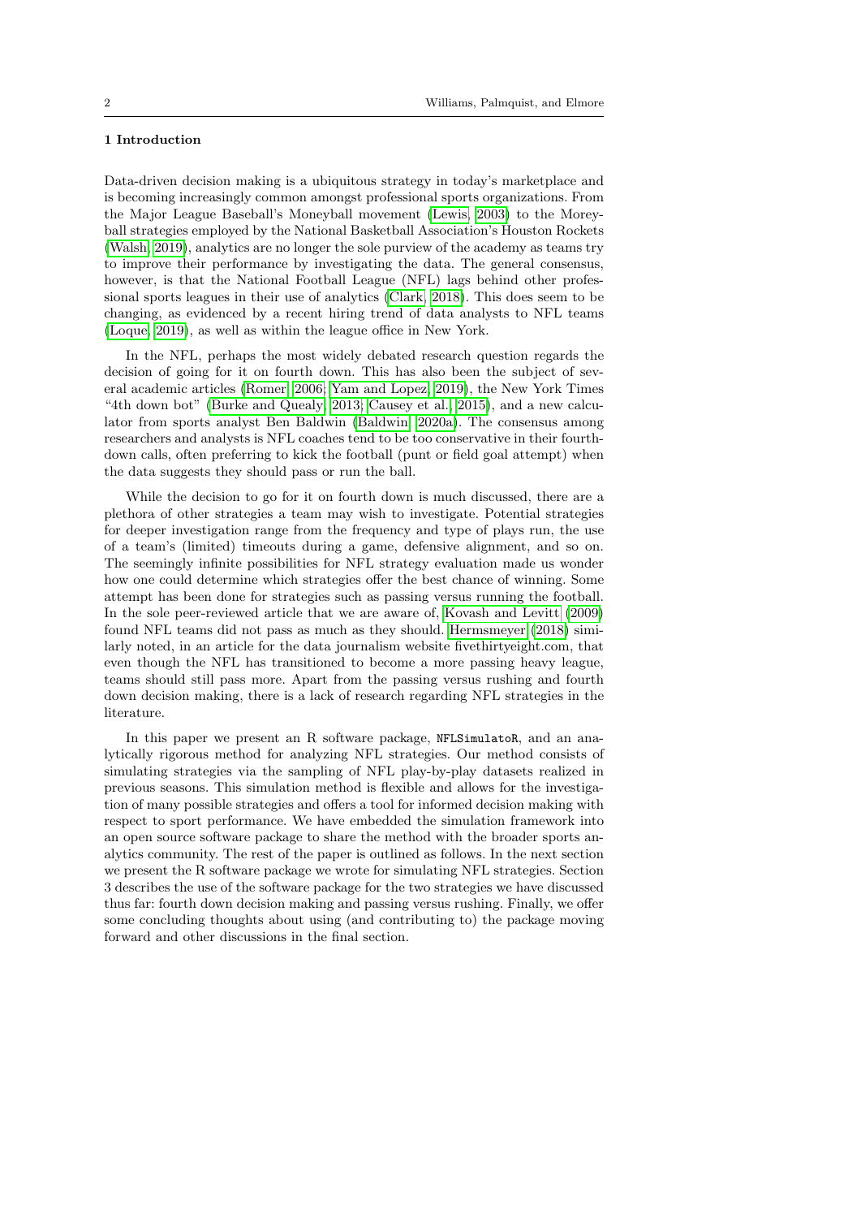## 1 Introduction

Data-driven decision making is a ubiquitous strategy in today's marketplace and is becoming increasingly common amongst professional sports organizations. From the Major League Baseball's Moneyball movement (Lewis, 2003) to the Moreyball strategies employed by the National Basketball Association's Houston Rockets (Walsh, 2019), analytics are no longer the sole purview of the academy as teams try to improve their performance by investigating the data. The general consensus, however, is that the National Football League (NFL) lags behind other professional sports leagues in their use of analytics (Clark, 2018). This does seem to be changing, as evidenced by a recent hiring trend of data analysts to NFL teams (Loque, 2019), as well as within the league office in New York.

In the NFL, perhaps the most widely debated research question regards the decision of going for it on fourth down. This has also been the subject of several academic articles (Romer, 2006; Yam and Lopez, 2019), the New York Times "4th down bot" (Burke and Quealy, 2013; Causey et al., 2015), and a new calculator from sports analyst Ben Baldwin (Baldwin, 2020a). The consensus among researchers and analysts is NFL coaches tend to be too conservative in their fourth-down calls, often preferring to kick the football (punt or field goal attempt) when the data suggests they should pass or run the ball.

While the decision to go for it on fourth down is much discussed, there are a plethora of other strategies a team may wish to investigate. Potential strategies for deeper investigation range from the frequency and type of plays run, the use of a team's (limited) timeouts during a game, defensive alignment, and so on. The seemingly infinite possibilities for NFL strategy evaluation made us wonder how one could determine which strategies offer the best chance of winning. Some attempt has been done for strategies such as passing versus running the football. In the sole peer-reviewed article that we are aware of, Kovash and Levitt (2009) found NFL teams did not pass as much as they should. Hermsmeyer (2018) similarly noted, in an article for the data journalism website fivethirtyeight.com, that even though the NFL has transitioned to become a more passing heavy league, teams should still pass more. Apart from the passing versus rushing and fourth down decision making, there is a lack of research regarding NFL strategies in the literature.

In this paper we present an R software package, NFLSimulatoR, and an analytically rigorous method for analyzing NFL strategies. Our method consists of simulating strategies via the sampling of NFL play-by-play datasets realized in previous seasons. This simulation method is flexible and allows for the investigation of many possible strategies and offers a tool for informed decision making with respect to sport performance. We have embedded the simulation framework into an open source software package to share the method with the broader sports analytics community. The rest of the paper is outlined as follows. In the next section we present the R software package we wrote for simulating NFL strategies. Section 3 describes the use of the software package for the two strategies we have discussed thus far: fourth down decision making and passing versus rushing. Finally, we offer some concluding thoughts about using (and contributing to) the package moving forward and other discussions in the final section.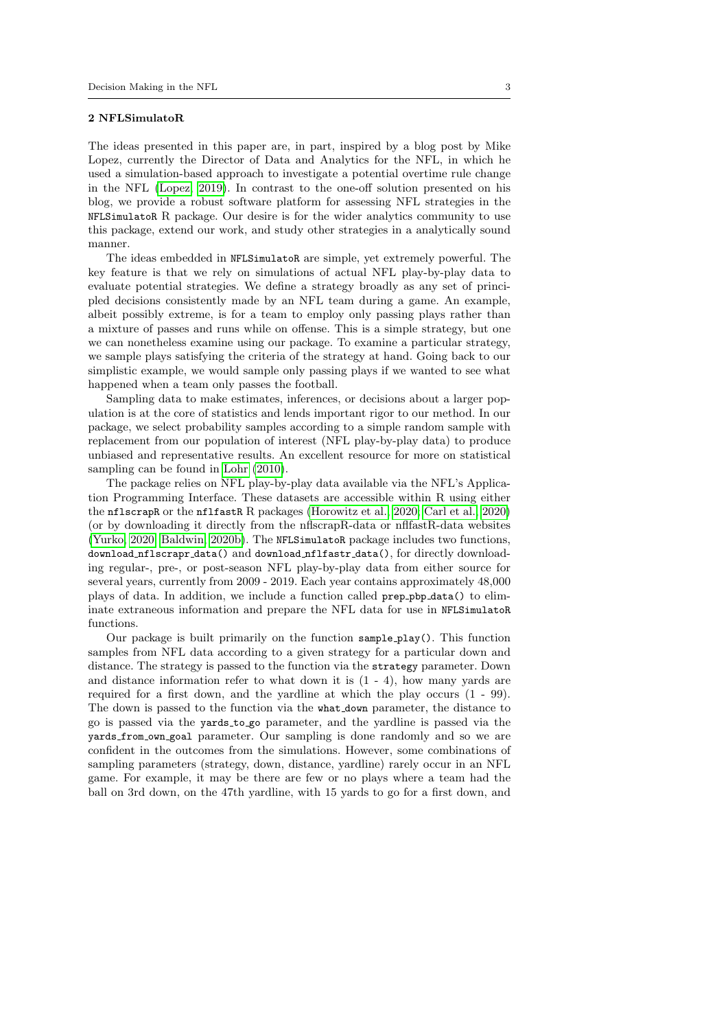## 2 NFLSimulatoR

The ideas presented in this paper are, in part, inspired by a blog post by Mike Lopez, currently the Director of Data and Analytics for the NFL, in which he used a simulation-based approach to investigate a potential overtime rule change in the NFL (Lopez, 2019). In contrast to the one-off solution presented on his blog, we provide a robust software platform for assessing NFL strategies in the `NFLSimulatoR` R package. Our desire is for the wider analytics community to use this package, extend our work, and study other strategies in a analytically sound manner.

The ideas embedded in `NFLSimulatoR` are simple, yet extremely powerful. The key feature is that we rely on simulations of actual NFL play-by-play data to evaluate potential strategies. We define a strategy broadly as any set of principled decisions consistently made by an NFL team during a game. An example, albeit possibly extreme, is for a team to employ only passing plays rather than a mixture of passes and runs while on offense. This is a simple strategy, but one we can nonetheless examine using our package. To examine a particular strategy, we sample plays satisfying the criteria of the strategy at hand. Going back to our simplistic example, we would sample only passing plays if we wanted to see what happened when a team only passes the football.

Sampling data to make estimates, inferences, or decisions about a larger population is at the core of statistics and lends important rigor to our method. In our package, we select probability samples according to a simple random sample with replacement from our population of interest (NFL play-by-play data) to produce unbiased and representative results. An excellent resource for more on statistical sampling can be found in Lohr (2010).

The package relies on NFL play-by-play data available via the NFL's Application Programming Interface. These datasets are accessible within R using either the `nflscrapR` or the `nflfastR` R packages (Horowitz et al., 2020; Carl et al., 2020) (or by downloading it directly from the nflscrapR-data or nflfastR-data websites (Yurko, 2020; Baldwin, 2020b). The `NFLSimulatoR` package includes two functions, `download_nflscrapr_data()` and `download_nflfastr_data()`, for directly downloading regular-, pre-, or post-season NFL play-by-play data from either source for several years, currently from 2009 - 2019. Each year contains approximately 48,000 plays of data. In addition, we include a function called `prep_pbp_data()` to eliminate extraneous information and prepare the NFL data for use in `NFLSimulatoR` functions.

Our package is built primarily on the function `sample_play()`. This function samples from NFL data according to a given strategy for a particular down and distance. The strategy is passed to the function via the `strategy` parameter. Down and distance information refer to what down it is (1 - 4), how many yards are required for a first down, and the yardline at which the play occurs (1 - 99). The down is passed to the function via the `what_down` parameter, the distance to go is passed via the `yards_to_go` parameter, and the yardline is passed via the `yards_from_own_goal` parameter. Our sampling is done randomly and so we are confident in the outcomes from the simulations. However, some combinations of sampling parameters (strategy, down, distance, yardline) rarely occur in an NFL game. For example, it may be there are few or no plays where a team had the ball on 3rd down, on the 47th yardline, with 15 yards to go for a first down, and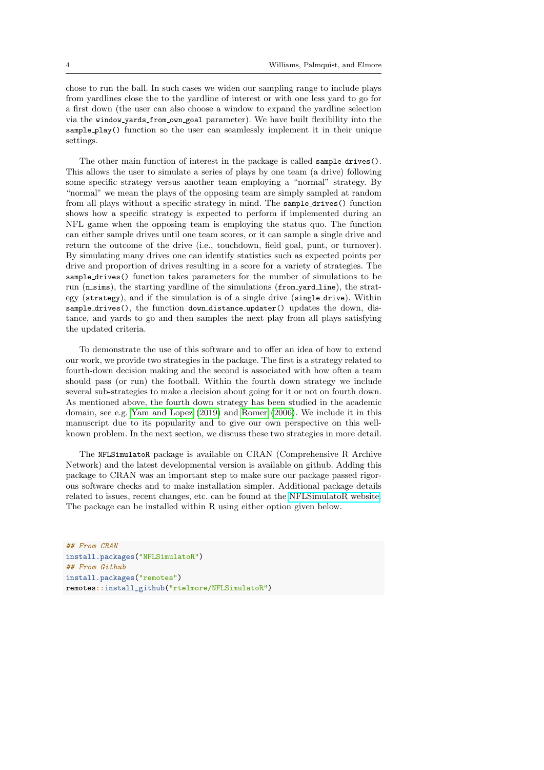chose to run the ball. In such cases we widen our sampling range to include plays from yardlines close the to the yardline of interest or with one less yard to go for a first down (the user can also choose a window to expand the yardline selection via the `window_yards_from_own_goal` parameter). We have built flexibility into the `sample_play()` function so the user can seamlessly implement it in their unique settings.

The other main function of interest in the package is called `sample_drives()`. This allows the user to simulate a series of plays by one team (a drive) following some specific strategy versus another team employing a "normal" strategy. By "normal" we mean the plays of the opposing team are simply sampled at random from all plays without a specific strategy in mind. The `sample_drives()` function shows how a specific strategy is expected to perform if implemented during an NFL game when the opposing team is employing the status quo. The function can either sample drives until one team scores, or it can sample a single drive and return the outcome of the drive (i.e., touchdown, field goal, punt, or turnover). By simulating many drives one can identify statistics such as expected points per drive and proportion of drives resulting in a score for a variety of strategies. The `sample_drives()` function takes parameters for the number of simulations to be run (`n_sims`), the starting yardline of the simulations (`from_yard_line`), the strategy (`strategy`), and if the simulation is of a single drive (`single_drive`). Within `sample_drives()`, the function `down_distance_updater()` updates the down, distance, and yards to go and then samples the next play from all plays satisfying the updated criteria.

To demonstrate the use of this software and to offer an idea of how to extend our work, we provide two strategies in the package. The first is a strategy related to fourth-down decision making and the second is associated with how often a team should pass (or run) the football. Within the fourth down strategy we include several sub-strategies to make a decision about going for it or not on fourth down. As mentioned above, the fourth down strategy has been studied in the academic domain, see e.g. Yam and Lopez (2019) and Romer (2006). We include it in this manuscript due to its popularity and to give our own perspective on this well-known problem. In the next section, we discuss these two strategies in more detail.

The `NFLSimulatoR` package is available on CRAN (Comprehensive R Archive Network) and the latest developmental version is available on github. Adding this package to CRAN was an important step to make sure our package passed rigorous software checks and to make installation simpler. Additional package details related to issues, recent changes, etc. can be found at the NFLSimulatoR website. The package can be installed within R using either option given below.

```r
## From CRAN
install.packages("NFLSimulatoR")
## From Github
install.packages("remotes")
remotes::install_github("rtelmore/NFLSimulatoR")
```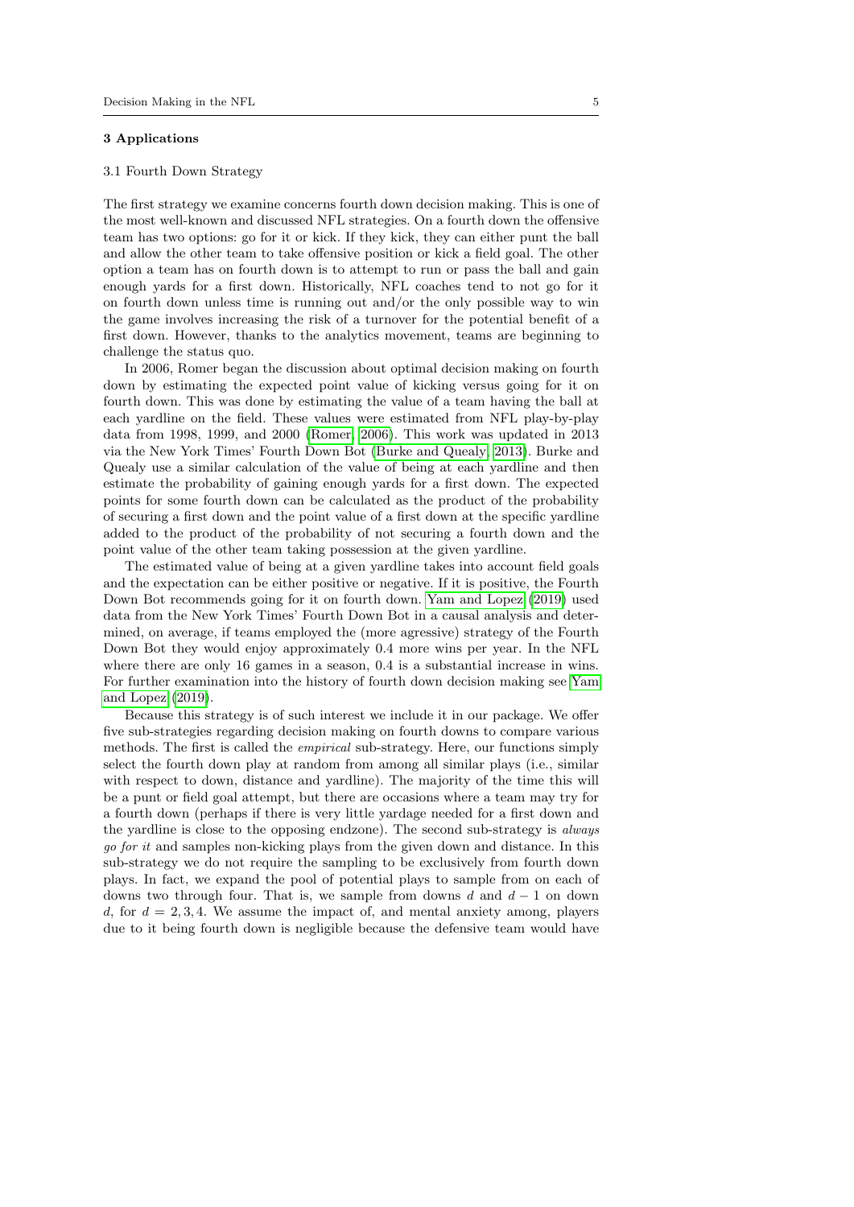## 3 Applications

### 3.1 Fourth Down Strategy

The first strategy we examine concerns fourth down decision making. This is one of the most well-known and discussed NFL strategies. On a fourth down the offensive team has two options: go for it or kick. If they kick, they can either punt the ball and allow the other team to take offensive position or kick a field goal. The other option a team has on fourth down is to attempt to run or pass the ball and gain enough yards for a first down. Historically, NFL coaches tend to not go for it on fourth down unless time is running out and/or the only possible way to win the game involves increasing the risk of a turnover for the potential benefit of a first down. However, thanks to the analytics movement, teams are beginning to challenge the status quo.

In 2006, Romer began the discussion about optimal decision making on fourth down by estimating the expected point value of kicking versus going for it on fourth down. This was done by estimating the value of a team having the ball at each yardline on the field. These values were estimated from NFL play-by-play data from 1998, 1999, and 2000 (Romer, 2006). This work was updated in 2013 via the New York Times' Fourth Down Bot (Burke and Quealy, 2013). Burke and Quealy use a similar calculation of the value of being at each yardline and then estimate the probability of gaining enough yards for a first down. The expected points for some fourth down can be calculated as the product of the probability of securing a first down and the point value of a first down at the specific yardline added to the product of the probability of not securing a fourth down and the point value of the other team taking possession at the given yardline.

The estimated value of being at a given yardline takes into account field goals and the expectation can be either positive or negative. If it is positive, the Fourth Down Bot recommends going for it on fourth down. Yam and Lopez (2019) used data from the New York Times' Fourth Down Bot in a causal analysis and determined, on average, if teams employed the (more agressive) strategy of the Fourth Down Bot they would enjoy approximately 0.4 more wins per year. In the NFL where there are only 16 games in a season, 0.4 is a substantial increase in wins. For further examination into the history of fourth down decision making see Yam and Lopez (2019).

Because this strategy is of such interest we include it in our package. We offer five sub-strategies regarding decision making on fourth downs to compare various methods. The first is called the *empirical* sub-strategy. Here, our functions simply select the fourth down play at random from among all similar plays (i.e., similar with respect to down, distance and yardline). The majority of the time this will be a punt or field goal attempt, but there are occasions where a team may try for a fourth down (perhaps if there is very little yardage needed for a first down and the yardline is close to the opposing endzone). The second sub-strategy is *always go for it* and samples non-kicking plays from the given down and distance. In this sub-strategy we do not require the sampling to be exclusively from fourth down plays. In fact, we expand the pool of potential plays to sample from on each of downs two through four. That is, we sample from downs $d$ and $d-1$ on down $d$, for $d = 2, 3, 4$. We assume the impact of, and mental anxiety among, players due to it being fourth down is negligible because the defensive team would have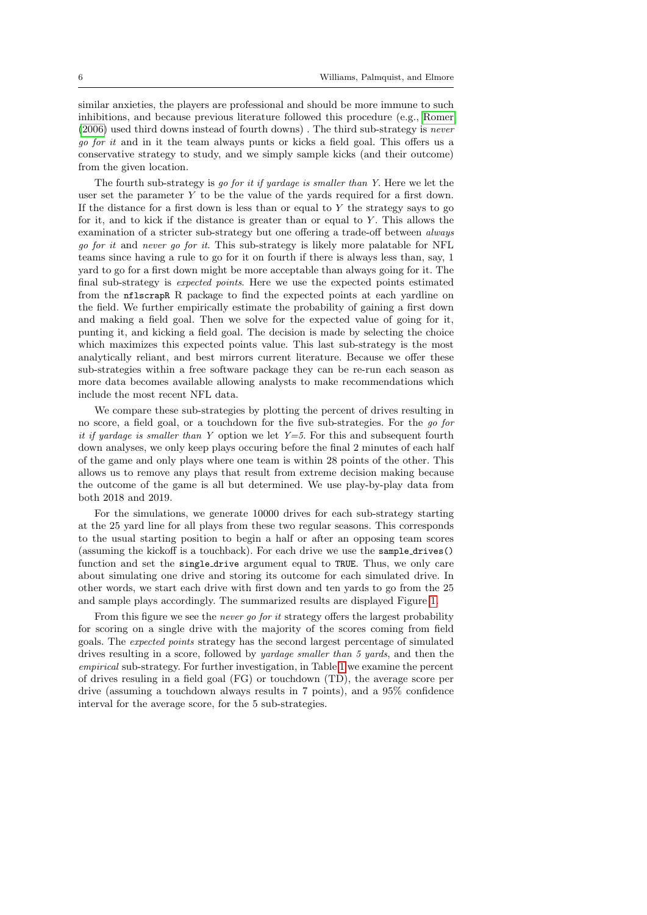similar anxieties, the players are professional and should be more immune to such inhibitions, and because previous literature followed this procedure (e.g., Romer (2006) used third downs instead of fourth downs) . The third sub-strategy is *never go for it* and in it the team always punts or kicks a field goal. This offers us a conservative strategy to study, and we simply sample kicks (and their outcome) from the given location.

The fourth sub-strategy is *go for it if yardage is smaller than Y*. Here we let the user set the parameter $Y$ to be the value of the yards required for a first down. If the distance for a first down is less than or equal to $Y$ the strategy says to go for it, and to kick if the distance is greater than or equal to $Y$. This allows the examination of a stricter sub-strategy but one offering a trade-off between *always go for it* and *never go for it*. This sub-strategy is likely more palatable for NFL teams since having a rule to go for it on fourth if there is always less than, say, 1 yard to go for a first down might be more acceptable than always going for it. The final sub-strategy is *expected points*. Here we use the expected points estimated from the `nflscrapR` R package to find the expected points at each yardline on the field. We further empirically estimate the probability of gaining a first down and making a field goal. Then we solve for the expected value of going for it, punting it, and kicking a field goal. The decision is made by selecting the choice which maximizes this expected points value. This last sub-strategy is the most analytically reliant, and best mirrors current literature. Because we offer these sub-strategies within a free software package they can be re-run each season as more data becomes available allowing analysts to make recommendations which include the most recent NFL data.

We compare these sub-strategies by plotting the percent of drives resulting in no score, a field goal, or a touchdown for the five sub-strategies. For the *go for it if yardage is smaller than Y* option we let $Y$=5. For this and subsequent fourth down analyses, we only keep plays occuring before the final 2 minutes of each half of the game and only plays where one team is within 28 points of the other. This allows us to remove any plays that result from extreme decision making because the outcome of the game is all but determined. We use play-by-play data from both 2018 and 2019.

For the simulations, we generate 10000 drives for each sub-strategy starting at the 25 yard line for all plays from these two regular seasons. This corresponds to the usual starting position to begin a half or after an opposing team scores (assuming the kickoff is a touchback). For each drive we use the `sample_drives()` function and set the `single_drive` argument equal to `TRUE`. Thus, we only care about simulating one drive and storing its outcome for each simulated drive. In other words, we start each drive with first down and ten yards to go from the 25 and sample plays accordingly. The summarized results are displayed Figure 1.

From this figure we see the *never go for it* strategy offers the largest probability for scoring on a single drive with the majority of the scores coming from field goals. The *expected points* strategy has the second largest percentage of simulated drives resulting in a score, followed by *yardage smaller than 5 yards*, and then the *empirical* sub-strategy. For further investigation, in Table 1 we examine the percent of drives resuling in a field goal (FG) or touchdown (TD), the average score per drive (assuming a touchdown always results in 7 points), and a 95% confidence interval for the average score, for the 5 sub-strategies.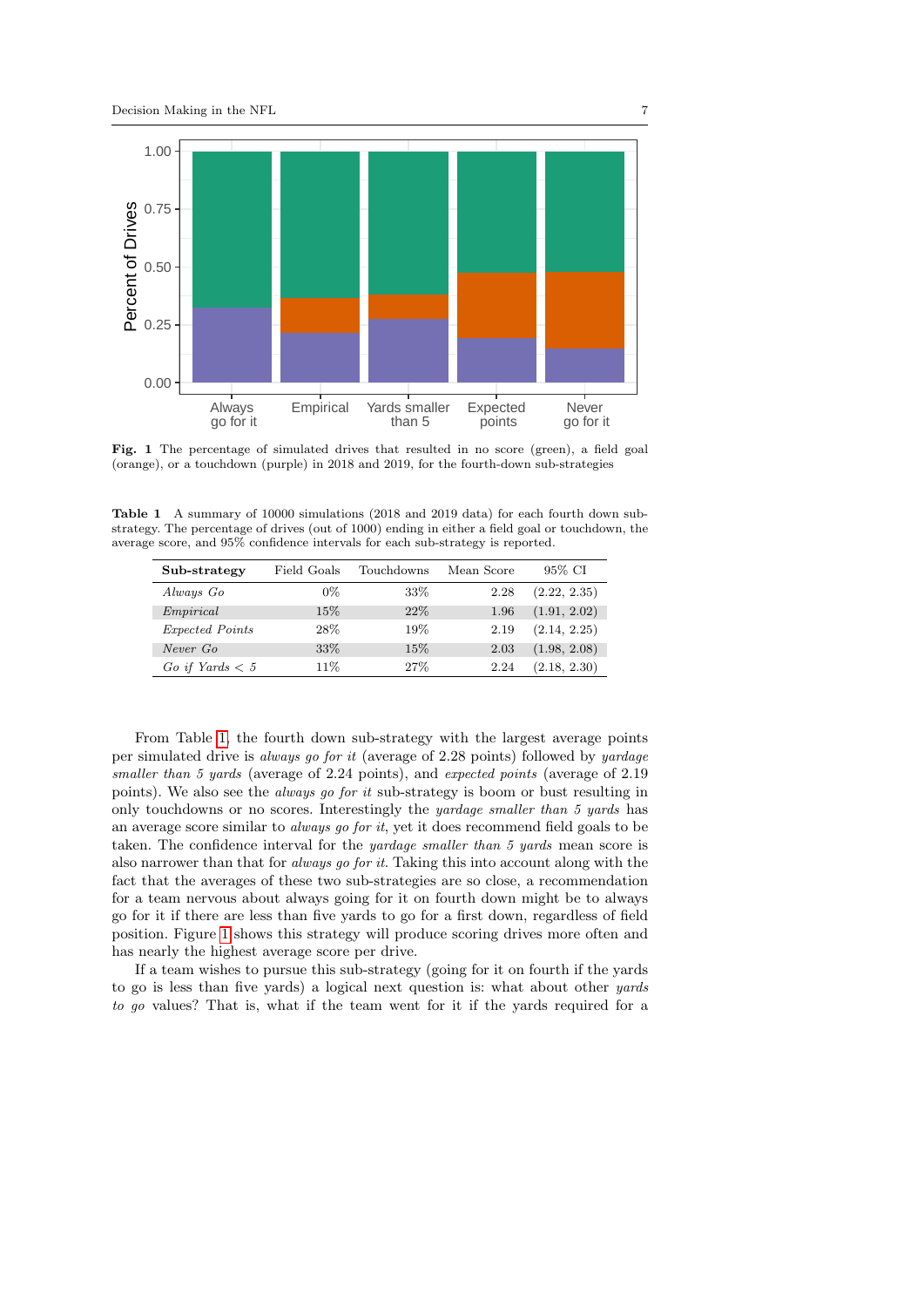**Fig. 1** The percentage of simulated drives that resulted in no score (green), a field goal (orange), or a touchdown (purple) in 2018 and 2019, for the fourth-down sub-strategies

**Table 1** A summary of 10000 simulations (2018 and 2019 data) for each fourth down sub-strategy. The percentage of drives (out of 1000) ending in either a field goal or touchdown, the average score, and 95% confidence intervals for each sub-strategy is reported.

| Sub-strategy | Field Goals | Touchdowns | Mean Score | 95% CI |
|---|---|---|---|---|
| *Always Go* | 0% | 33% | 2.28 | (2.22, 2.35) |
| *Empirical* | 15% | 22% | 1.96 | (1.91, 2.02) |
| *Expected Points* | 28% | 19% | 2.19 | (2.14, 2.25) |
| *Never Go* | 33% | 15% | 2.03 | (1.98, 2.08) |
| *Go if Yards* $< 5$ | 11% | 27% | 2.24 | (2.18, 2.30) |

From Table 1, the fourth down sub-strategy with the largest average points per simulated drive is *always go for it* (average of 2.28 points) followed by *yardage smaller than 5 yards* (average of 2.24 points), and *expected points* (average of 2.19 points). We also see the *always go for it* sub-strategy is boom or bust resulting in only touchdowns or no scores. Interestingly the *yardage smaller than 5 yards* has an average score similar to *always go for it*, yet it does recommend field goals to be taken. The confidence interval for the *yardage smaller than 5 yards* mean score is also narrower than that for *always go for it*. Taking this into account along with the fact that the averages of these two sub-strategies are so close, a recommendation for a team nervous about always going for it on fourth down might be to always go for it if there are less than five yards to go for a first down, regardless of field position. Figure 1 shows this strategy will produce scoring drives more often and has nearly the highest average score per drive.

If a team wishes to pursue this sub-strategy (going for it on fourth if the yards to go is less than five yards) a logical next question is: what about other *yards to go* values? That is, what if the team went for it if the yards required for a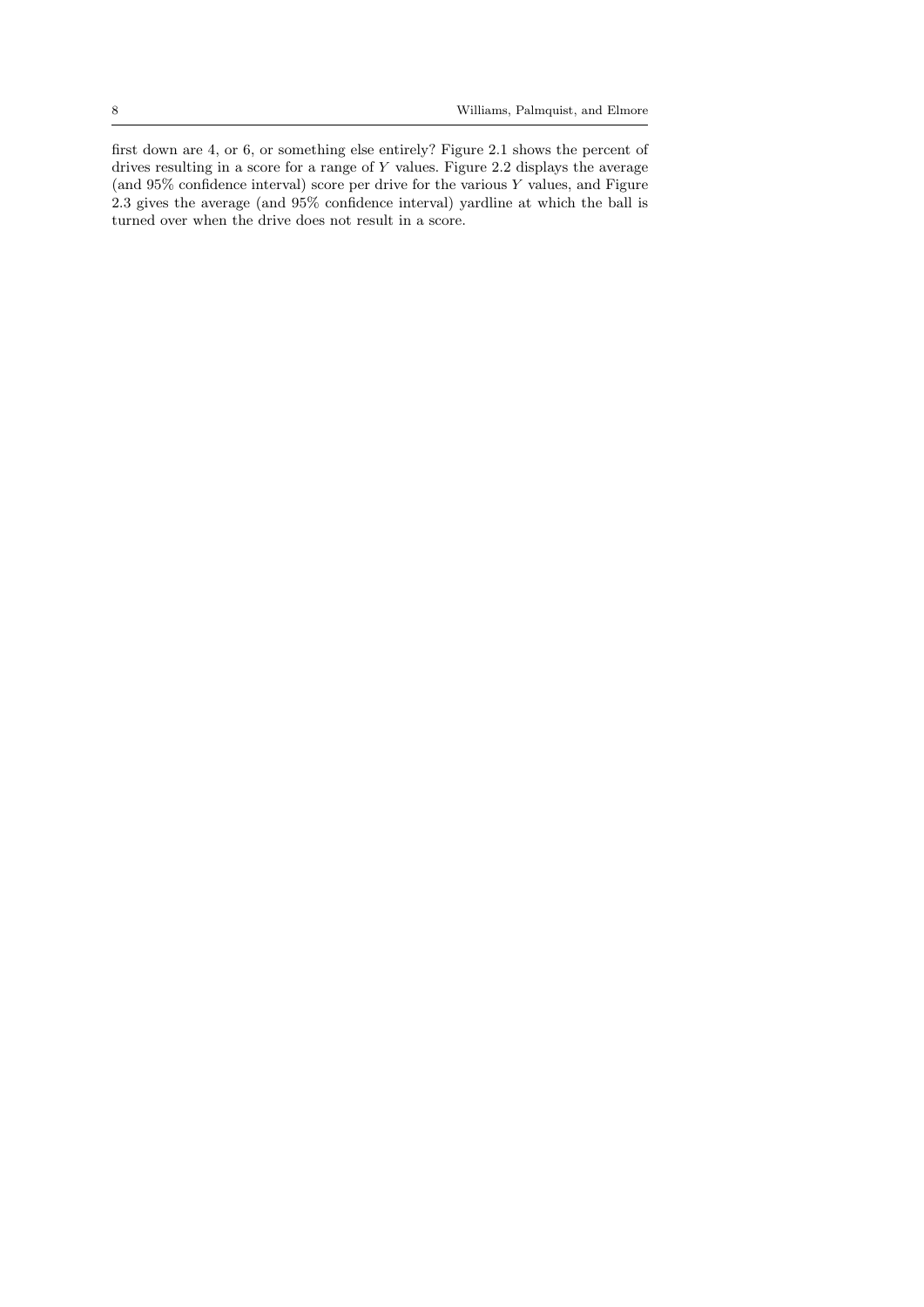first down are 4, or 6, or something else entirely? Figure 2.1 shows the percent of drives resulting in a score for a range of $Y$ values. Figure 2.2 displays the average (and 95% confidence interval) score per drive for the various $Y$ values, and Figure 2.3 gives the average (and 95% confidence interval) yardline at which the ball is turned over when the drive does not result in a score.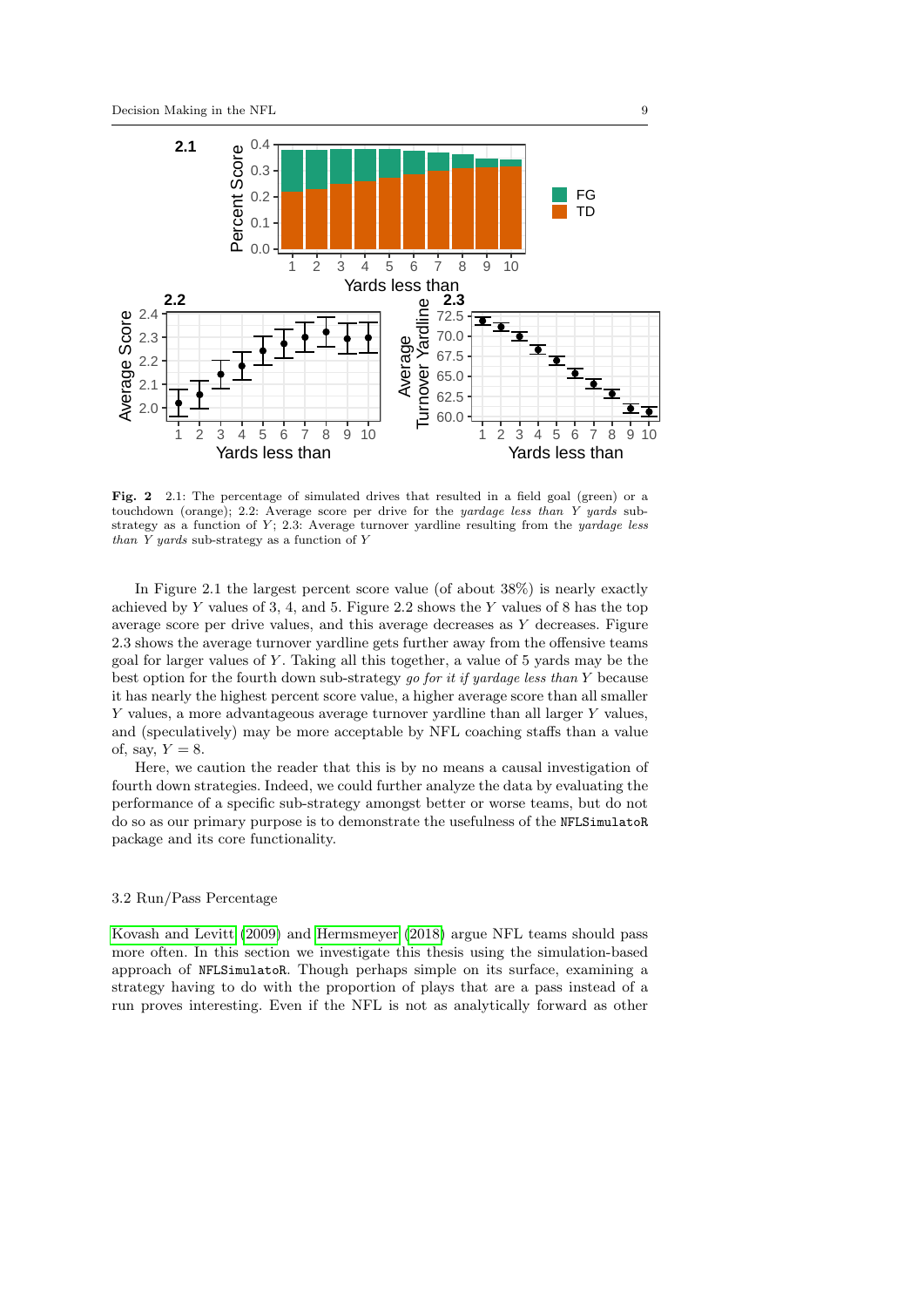**Fig. 2** 2.1: The percentage of simulated drives that resulted in a field goal (green) or a touchdown (orange); 2.2: Average score per drive for the *yardage less than Y yards* sub-strategy as a function of $Y$; 2.3: Average turnover yardline resulting from the *yardage less than Y yards* sub-strategy as a function of $Y$

In Figure 2.1 the largest percent score value (of about 38%) is nearly exactly achieved by $Y$ values of 3, 4, and 5. Figure 2.2 shows the $Y$ values of 8 has the top average score per drive values, and this average decreases as $Y$ decreases. Figure 2.3 shows the average turnover yardline gets further away from the offensive teams goal for larger values of $Y$. Taking all this together, a value of 5 yards may be the best option for the fourth down sub-strategy *go for it if yardage less than Y* because it has nearly the highest percent score value, a higher average score than all smaller $Y$ values, a more advantageous average turnover yardline than all larger $Y$ values, and (speculatively) may be more acceptable by NFL coaching staffs than a value of, say, $Y = 8$.

Here, we caution the reader that this is by no means a causal investigation of fourth down strategies. Indeed, we could further analyze the data by evaluating the performance of a specific sub-strategy amongst better or worse teams, but do not do so as our primary purpose is to demonstrate the usefulness of the `NFLSimulatoR` package and its core functionality.

### 3.2 Run/Pass Percentage

Kovash and Levitt (2009) and Hermsmeyer (2018) argue NFL teams should pass more often. In this section we investigate this thesis using the simulation-based approach of `NFLSimulatoR`. Though perhaps simple on its surface, examining a strategy having to do with the proportion of plays that are a pass instead of a run proves interesting. Even if the NFL is not as analytically forward as other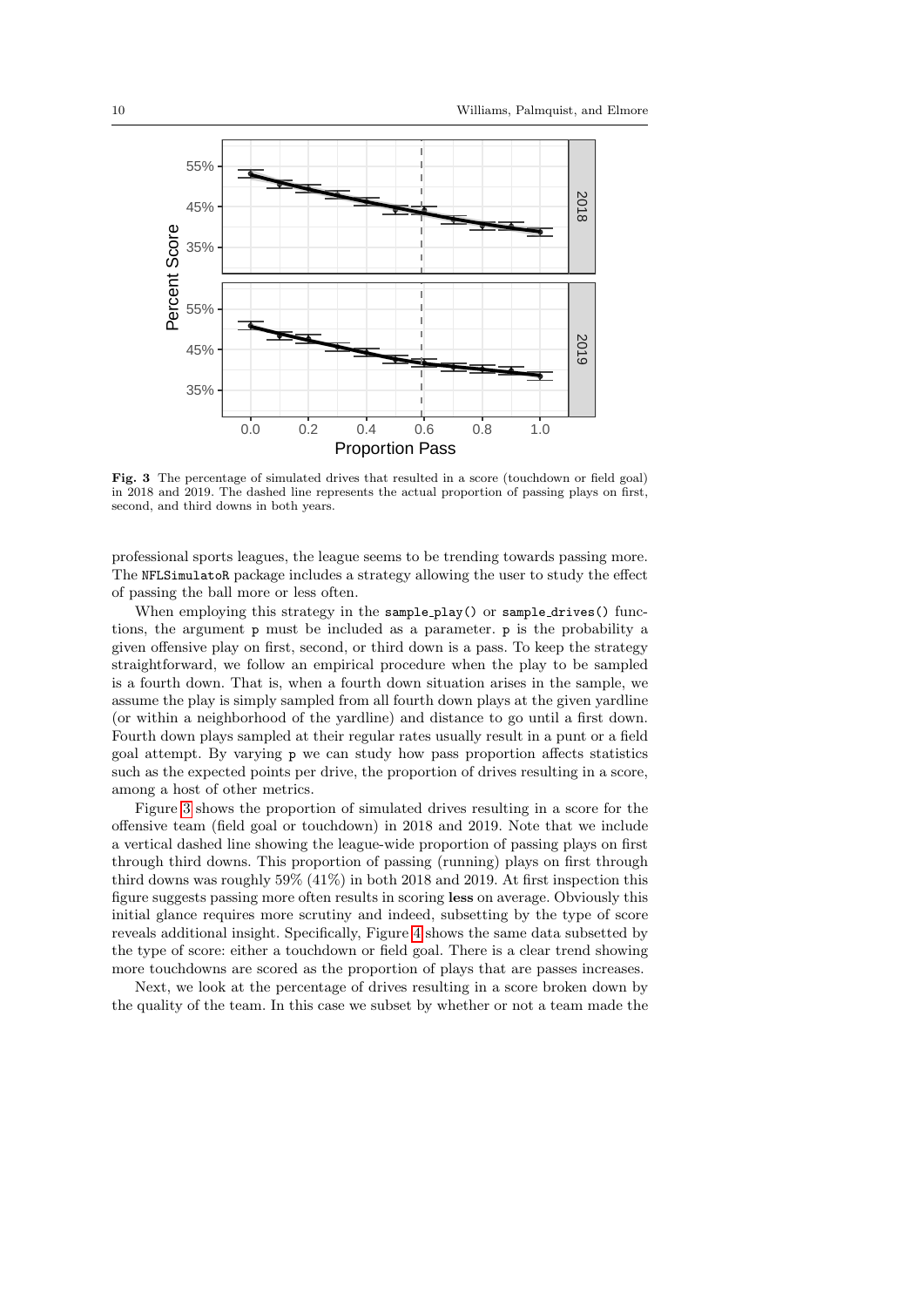Fig. 3 The percentage of simulated drives that resulted in a score (touchdown or field goal) in 2018 and 2019. The dashed line represents the actual proportion of passing plays on first, second, and third downs in both years.

professional sports leagues, the league seems to be trending towards passing more. The NFLSimulatoR package includes a strategy allowing the user to study the effect of passing the ball more or less often.

When employing this strategy in the `sample_play()` or `sample_drives()` functions, the argument `p` must be included as a parameter. `p` is the probability a given offensive play on first, second, or third down is a pass. To keep the strategy straightforward, we follow an empirical procedure when the play to be sampled is a fourth down. That is, when a fourth down situation arises in the sample, we assume the play is simply sampled from all fourth down plays at the given yardline (or within a neighborhood of the yardline) and distance to go until a first down. Fourth down plays sampled at their regular rates usually result in a punt or a field goal attempt. By varying `p` we can study how pass proportion affects statistics such as the expected points per drive, the proportion of drives resulting in a score, among a host of other metrics.

Figure 3 shows the proportion of simulated drives resulting in a score for the offensive team (field goal or touchdown) in 2018 and 2019. Note that we include a vertical dashed line showing the league-wide proportion of passing plays on first through third downs. This proportion of passing (running) plays on first through third downs was roughly 59% (41%) in both 2018 and 2019. At first inspection this figure suggests passing more often results in scoring **less** on average. Obviously this initial glance requires more scrutiny and indeed, subsetting by the type of score reveals additional insight. Specifically, Figure 4 shows the same data subsetted by the type of score: either a touchdown or field goal. There is a clear trend showing more touchdowns are scored as the proportion of plays that are passes increases.

Next, we look at the percentage of drives resulting in a score broken down by the quality of the team. In this case we subset by whether or not a team made the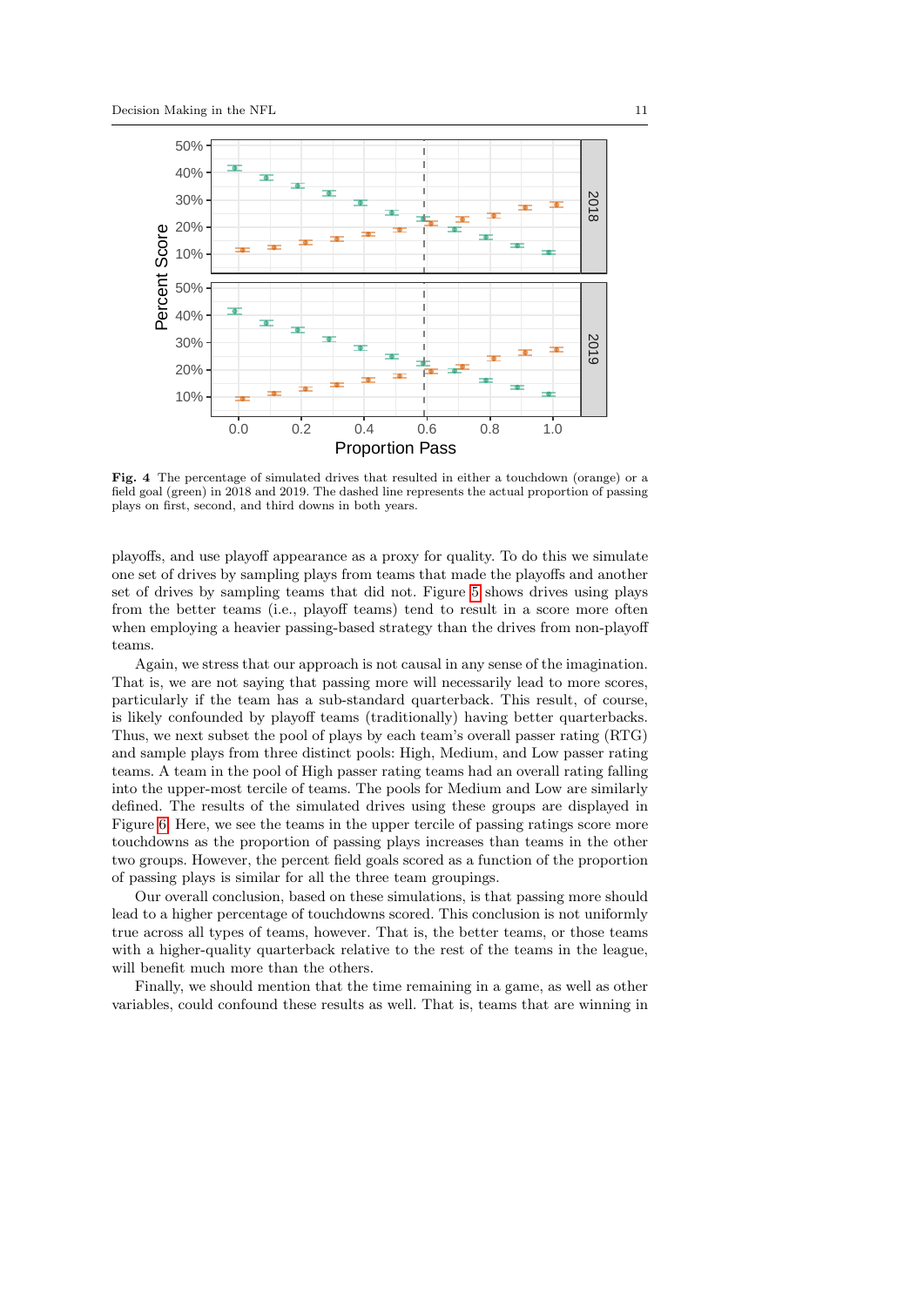**Fig. 4** The percentage of simulated drives that resulted in either a touchdown (orange) or a field goal (green) in 2018 and 2019. The dashed line represents the actual proportion of passing plays on first, second, and third downs in both years.

playoffs, and use playoff appearance as a proxy for quality. To do this we simulate one set of drives by sampling plays from teams that made the playoffs and another set of drives by sampling teams that did not. Figure 5 shows drives using plays from the better teams (i.e., playoff teams) tend to result in a score more often when employing a heavier passing-based strategy than the drives from non-playoff teams.

Again, we stress that our approach is not causal in any sense of the imagination. That is, we are not saying that passing more will necessarily lead to more scores, particularly if the team has a sub-standard quarterback. This result, of course, is likely confounded by playoff teams (traditionally) having better quarterbacks. Thus, we next subset the pool of plays by each team's overall passer rating (RTG) and sample plays from three distinct pools: High, Medium, and Low passer rating teams. A team in the pool of High passer rating teams had an overall rating falling into the upper-most tercile of teams. The pools for Medium and Low are similarly defined. The results of the simulated drives using these groups are displayed in Figure 6. Here, we see the teams in the upper tercile of passing ratings score more touchdowns as the proportion of passing plays increases than teams in the other two groups. However, the percent field goals scored as a function of the proportion of passing plays is similar for all the three team groupings.

Our overall conclusion, based on these simulations, is that passing more should lead to a higher percentage of touchdowns scored. This conclusion is not uniformly true across all types of teams, however. That is, the better teams, or those teams with a higher-quality quarterback relative to the rest of the teams in the league, will benefit much more than the others.

Finally, we should mention that the time remaining in a game, as well as other variables, could confound these results as well. That is, teams that are winning in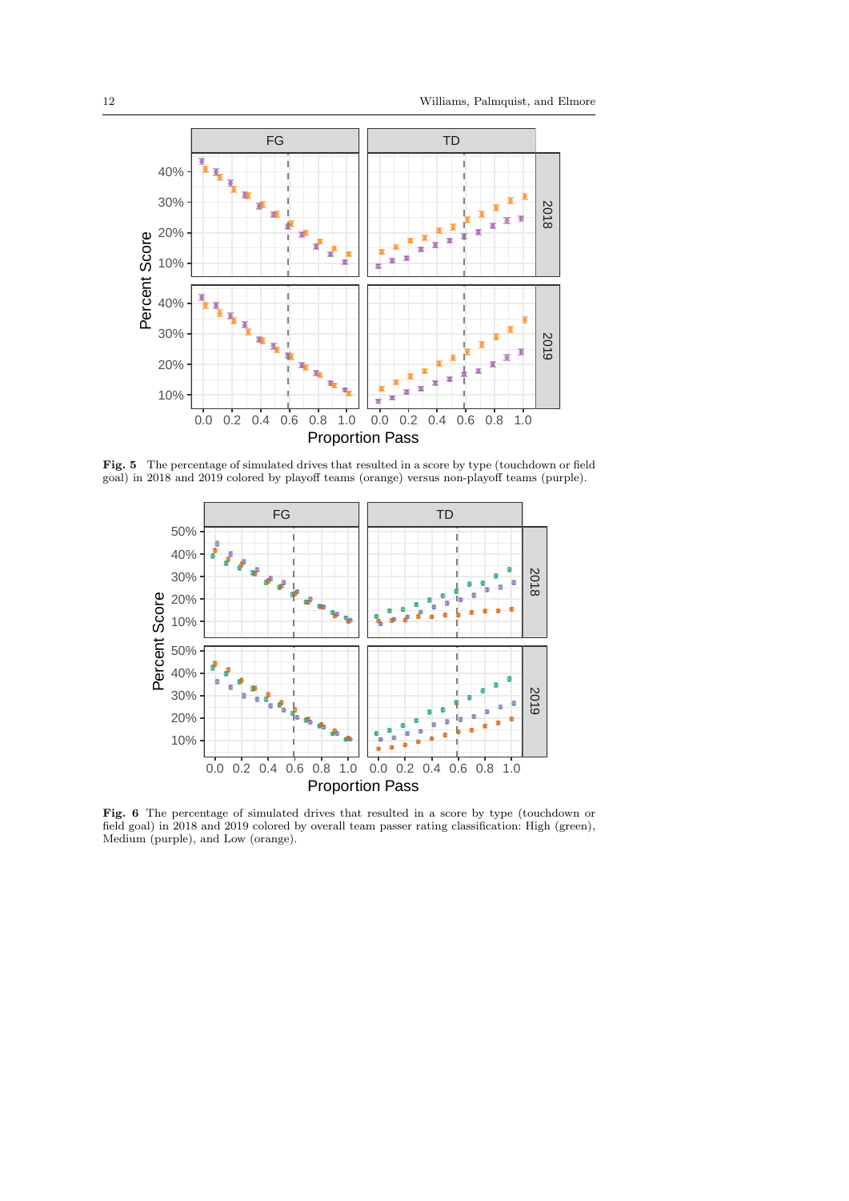**Fig. 5** The percentage of simulated drives that resulted in a score by type (touchdown or field goal) in 2018 and 2019 colored by playoff teams (orange) versus non-playoff teams (purple).

**Fig. 6** The percentage of simulated drives that resulted in a score by type (touchdown or field goal) in 2018 and 2019 colored by overall team passer rating classification: High (green), Medium (purple), and Low (orange).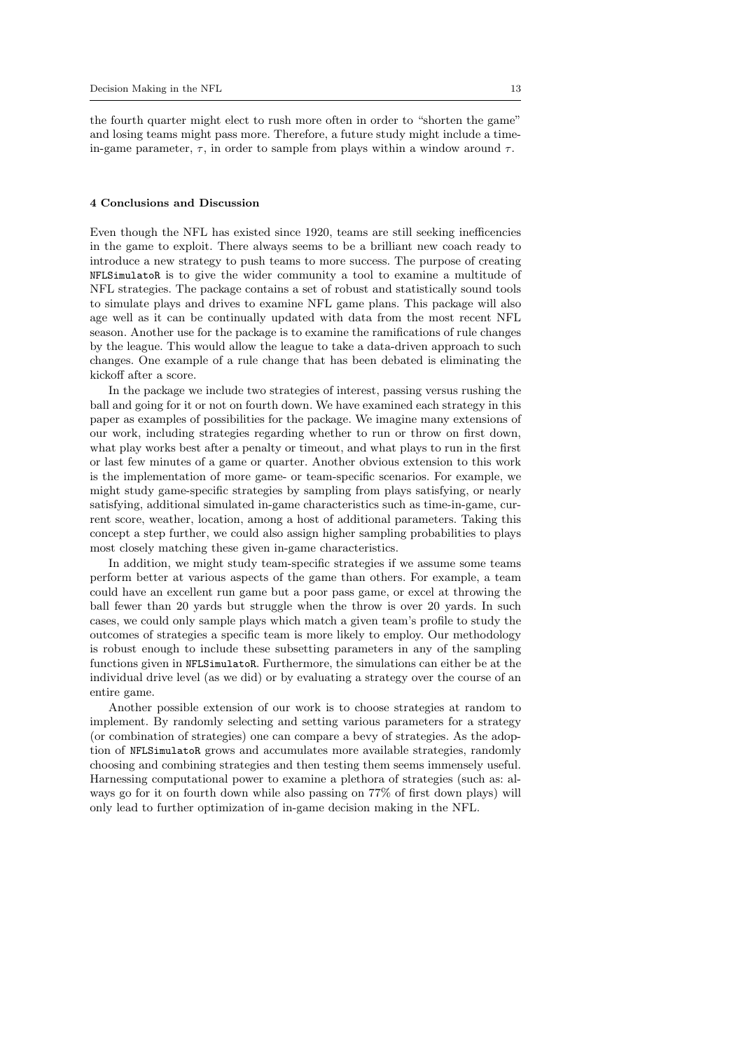the fourth quarter might elect to rush more often in order to "shorten the game" and losing teams might pass more. Therefore, a future study might include a time-in-game parameter, $\tau$, in order to sample from plays within a window around $\tau$.

## 4 Conclusions and Discussion

Even though the NFL has existed since 1920, teams are still seeking inefficencies in the game to exploit. There always seems to be a brilliant new coach ready to introduce a new strategy to push teams to more success. The purpose of creating `NFLSimulatoR` is to give the wider community a tool to examine a multitude of NFL strategies. The package contains a set of robust and statistically sound tools to simulate plays and drives to examine NFL game plans. This package will also age well as it can be continually updated with data from the most recent NFL season. Another use for the package is to examine the ramifications of rule changes by the league. This would allow the league to take a data-driven approach to such changes. One example of a rule change that has been debated is eliminating the kickoff after a score.

In the package we include two strategies of interest, passing versus rushing the ball and going for it or not on fourth down. We have examined each strategy in this paper as examples of possibilities for the package. We imagine many extensions of our work, including strategies regarding whether to run or throw on first down, what play works best after a penalty or timeout, and what plays to run in the first or last few minutes of a game or quarter. Another obvious extension to this work is the implementation of more game- or team-specific scenarios. For example, we might study game-specific strategies by sampling from plays satisfying, or nearly satisfying, additional simulated in-game characteristics such as time-in-game, current score, weather, location, among a host of additional parameters. Taking this concept a step further, we could also assign higher sampling probabilities to plays most closely matching these given in-game characteristics.

In addition, we might study team-specific strategies if we assume some teams perform better at various aspects of the game than others. For example, a team could have an excellent run game but a poor pass game, or excel at throwing the ball fewer than 20 yards but struggle when the throw is over 20 yards. In such cases, we could only sample plays which match a given team's profile to study the outcomes of strategies a specific team is more likely to employ. Our methodology is robust enough to include these subsetting parameters in any of the sampling functions given in `NFLSimulatoR`. Furthermore, the simulations can either be at the individual drive level (as we did) or by evaluating a strategy over the course of an entire game.

Another possible extension of our work is to choose strategies at random to implement. By randomly selecting and setting various parameters for a strategy (or combination of strategies) one can compare a bevy of strategies. As the adoption of `NFLSimulatoR` grows and accumulates more available strategies, randomly choosing and combining strategies and then testing them seems immensely useful. Harnessing computational power to examine a plethora of strategies (such as: always go for it on fourth down while also passing on 77% of first down plays) will only lead to further optimization of in-game decision making in the NFL.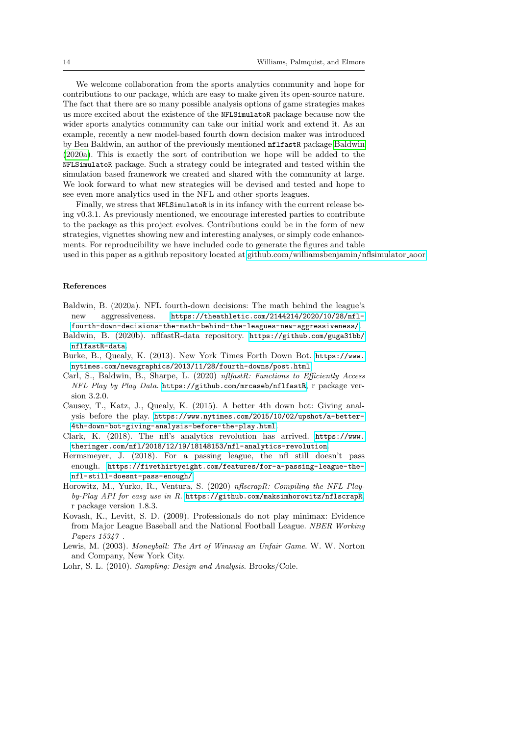We welcome collaboration from the sports analytics community and hope for contributions to our package, which are easy to make given its open-source nature. The fact that there are so many possible analysis options of game strategies makes us more excited about the existence of the NFLSimulatoR package because now the wider sports analytics community can take our initial work and extend it. As an example, recently a new model-based fourth down decision maker was introduced by Ben Baldwin, an author of the previously mentioned nflfastR package Baldwin (2020a). This is exactly the sort of contribution we hope will be added to the NFLSimulatoR package. Such a strategy could be integrated and tested within the simulation based framework we created and shared with the community at large. We look forward to what new strategies will be devised and tested and hope to see even more analytics used in the NFL and other sports leagues.

Finally, we stress that NFLSimulatoR is in its infancy with the current release being v0.3.1. As previously mentioned, we encourage interested parties to contribute to the package as this project evolves. Contributions could be in the form of new strategies, vignettes showing new and interesting analyses, or simply code enhancements. For reproducibility we have included code to generate the figures and table used in this paper as a github repository located at github.com/williamsbenjamin/nflsimulator_aoor.

## References

Baldwin, B. (2020a). NFL fourth-down decisions: The math behind the league's new aggressiveness. https://theathletic.com/2144214/2020/10/28/nfl-fourth-down-decisions-the-math-behind-the-leagues-new-aggressiveness/

Baldwin, B. (2020b). nflfastR-data repository. https://github.com/guga31bb/nflfastR-data.

Burke, B., Quealy, K. (2013). New York Times Forth Down Bot. https://www.nytimes.com/newsgraphics/2013/11/28/fourth-downs/post.html

Carl, S., Baldwin, B., Sharpe, L. (2020) *nflfastR: Functions to Efficiently Access NFL Play by Play Data*. https://github.com/mrcaseb/nflfastR, r package version 3.2.0.

Causey, T., Katz, J., Quealy, K. (2015). A better 4th down bot: Giving analysis before the play. https://www.nytimes.com/2015/10/02/upshot/a-better-4th-down-bot-giving-analysis-before-the-play.html.

Clark, K. (2018). The nfl's analytics revolution has arrived. https://www.theringer.com/nfl/2018/12/19/18148153/nfl-analytics-revolution

Hermsmeyer, J. (2018). For a passing league, the nfl still doesn't pass enough. https://fivethirtyeight.com/features/for-a-passing-league-the-nfl-still-doesnt-pass-enough/.

Horowitz, M., Yurko, R., Ventura, S. (2020) *nflscrapR: Compiling the NFL Play-by-Play API for easy use in R*. https://github.com/maksimhorowitz/nflscrapR, r package version 1.8.3.

Kovash, K., Levitt, S. D. (2009). Professionals do not play minimax: Evidence from Major League Baseball and the National Football League. *NBER Working Papers 15347* .

Lewis, M. (2003). *Moneyball: The Art of Winning an Unfair Game*. W. W. Norton and Company, New York City.

Lohr, S. L. (2010). *Sampling: Design and Analysis*. Brooks/Cole.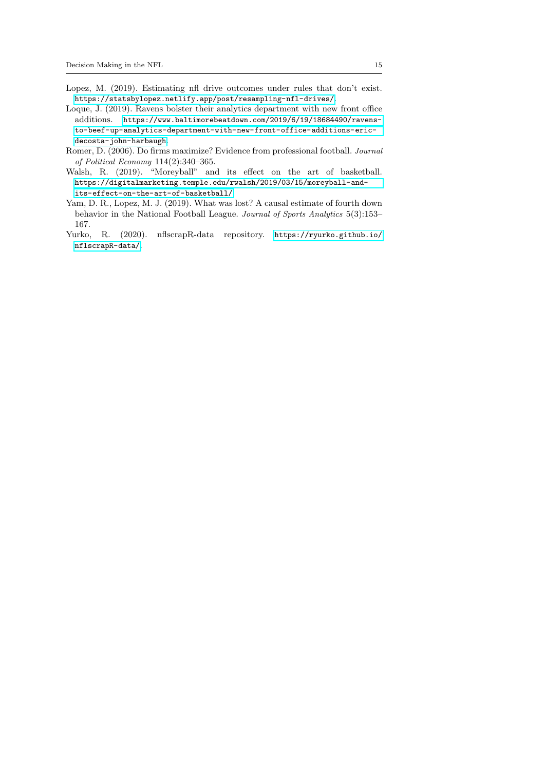Lopez, M. (2019). Estimating nfl drive outcomes under rules that don't exist. https://statsbylopez.netlify.app/post/resampling-nfl-drives/.

Loque, J. (2019). Ravens bolster their analytics department with new front office additions. https://www.baltimorebeatdown.com/2019/6/19/18684490/ravens-to-beef-up-analytics-department-with-new-front-office-additions-eric-decosta-john-harbaugh.

Romer, D. (2006). Do firms maximize? Evidence from professional football. *Journal of Political Economy* 114(2):340–365.

Walsh, R. (2019). "Moreyball" and its effect on the art of basketball. https://digitalmarketing.temple.edu/rwalsh/2019/03/15/moreyball-and-its-effect-on-the-art-of-basketball/.

Yam, D. R., Lopez, M. J. (2019). What was lost? A causal estimate of fourth down behavior in the National Football League. *Journal of Sports Analytics* 5(3):153–167.

Yurko, R. (2020). nflscrapR-data repository. https://ryurko.github.io/nflscrapR-data/.